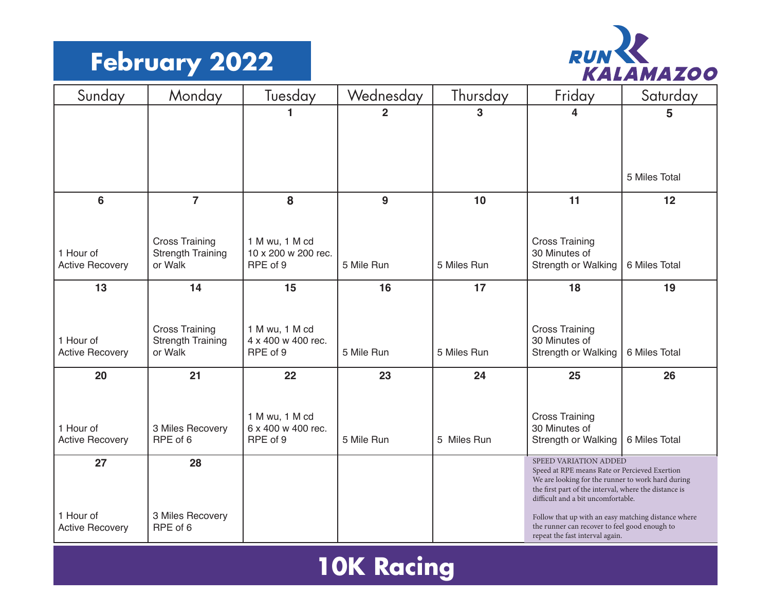# February 2022

RUN KALAMAZOO

| Sunday | Monday | Tuesday | Wednesday | Thursday | Friday | Saturday |
|---|---|---|---|---|---|---|
| | | 1 | 2 | 3 | 4 | 5<br>5 Miles Total |
| 6<br>1 Hour of Active Recovery | 7<br>Cross Training Strength Training or Walk | 8<br>1 M wu, 1 M cd 10 x 200 w 200 rec. RPE of 9 | 9<br>5 Mile Run | 10<br>5 Miles Run | 11<br>Cross Training 30 Minutes of Strength or Walking | 12<br>6 Miles Total |
| 13<br>1 Hour of Active Recovery | 14<br>Cross Training Strength Training or Walk | 15<br>1 M wu, 1 M cd 4 x 400 w 400 rec. RPE of 9 | 16<br>5 Mile Run | 17<br>5 Miles Run | 18<br>Cross Training 30 Minutes of Strength or Walking | 19<br>6 Miles Total |
| 20<br>1 Hour of Active Recovery | 21<br>3 Miles Recovery RPE of 6 | 22<br>1 M wu, 1 M cd 6 x 400 w 400 rec. RPE of 9 | 23<br>5 Mile Run | 24<br>5 Miles Run | 25<br>Cross Training 30 Minutes of Strength or Walking | 26<br>6 Miles Total |
| 27<br>1 Hour of Active Recovery | 28<br>3 Miles Recovery RPE of 6 | | | | | |

SPEED VARIATION ADDED
Speed at RPE means Rate or Percieved Exertion
We are looking for the runner to work hard during the first part of the interval, where the distance is difficult and a bit uncomfortable.

Follow that up with an easy matching distance where the runner can recover to feel good enough to repeat the fast interval again.

## 10K Racing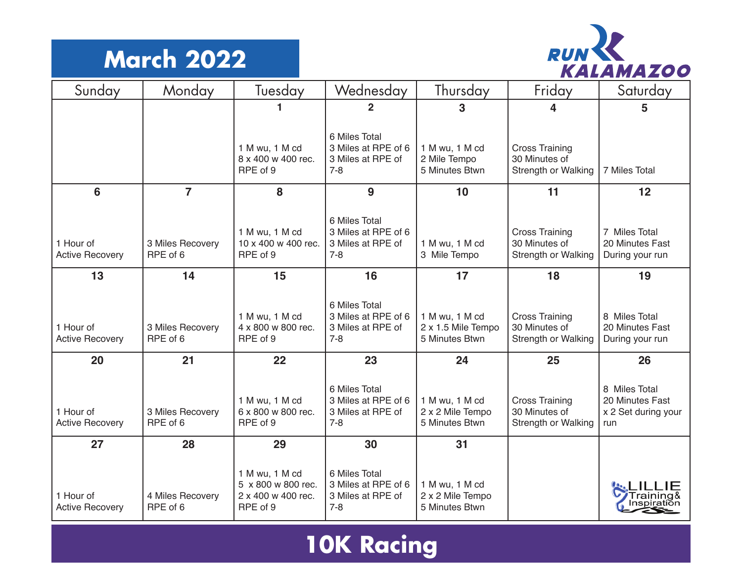# March 2022

RUN KALAMAZOO

| Sunday | Monday | Tuesday | Wednesday | Thursday | Friday | Saturday |
|---|---|---|---|---|---|---|
| | | **1**<br>1 M wu, 1 M cd<br>8 x 400 w 400 rec.<br>RPE of 9 | **2**<br>6 Miles Total<br>3 Miles at RPE of 6<br>3 Miles at RPE of 7-8 | **3**<br>1 M wu, 1 M cd<br>2 Mile Tempo<br>5 Minutes Btwn | **4**<br>Cross Training<br>30 Minutes of Strength or Walking | **5**<br>7 Miles Total |
| **6**<br>1 Hour of Active Recovery | **7**<br>3 Miles Recovery<br>RPE of 6 | **8**<br>1 M wu, 1 M cd<br>10 x 400 w 400 rec.<br>RPE of 9 | **9**<br>6 Miles Total<br>3 Miles at RPE of 6<br>3 Miles at RPE of 7-8 | **10**<br>1 M wu, 1 M cd<br>3 Mile Tempo | **11**<br>Cross Training<br>30 Minutes of Strength or Walking | **12**<br>7 Miles Total<br>20 Minutes Fast During your run |
| **13**<br>1 Hour of Active Recovery | **14**<br>3 Miles Recovery<br>RPE of 6 | **15**<br>1 M wu, 1 M cd<br>4 x 800 w 800 rec.<br>RPE of 9 | **16**<br>6 Miles Total<br>3 Miles at RPE of 6<br>3 Miles at RPE of 7-8 | **17**<br>1 M wu, 1 M cd<br>2 x 1.5 Mile Tempo<br>5 Minutes Btwn | **18**<br>Cross Training<br>30 Minutes of Strength or Walking | **19**<br>8 Miles Total<br>20 Minutes Fast During your run |
| **20**<br>1 Hour of Active Recovery | **21**<br>3 Miles Recovery<br>RPE of 6 | **22**<br>1 M wu, 1 M cd<br>6 x 800 w 800 rec.<br>RPE of 9 | **23**<br>6 Miles Total<br>3 Miles at RPE of 6<br>3 Miles at RPE of 7-8 | **24**<br>1 M wu, 1 M cd<br>2 x 2 Mile Tempo<br>5 Minutes Btwn | **25**<br>Cross Training<br>30 Minutes of Strength or Walking | **26**<br>8 Miles Total<br>20 Minutes Fast x 2 Set during your run |
| **27**<br>1 Hour of Active Recovery | **28**<br>4 Miles Recovery<br>RPE of 6 | **29**<br>1 M wu, 1 M cd<br>5 x 800 w 800 rec.<br>2 x 400 w 400 rec.<br>RPE of 9 | **30**<br>6 Miles Total<br>3 Miles at RPE of 6<br>3 Miles at RPE of 7-8 | **31**<br>1 M wu, 1 M cd<br>2 x 2 Mile Tempo<br>5 Minutes Btwn | | LILLIE Training & Inspiration |

# 10K Racing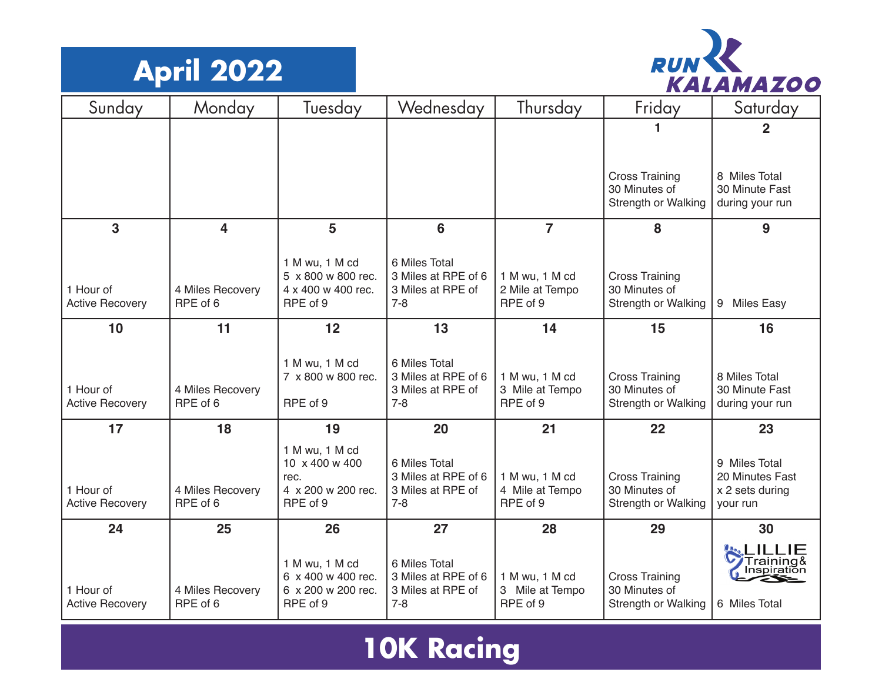# April 2022

RUN KALAMAZOO

| Sunday | Monday | Tuesday | Wednesday | Thursday | Friday | Saturday |
|---|---|---|---|---|---|---|
| | | | | | **1**<br>Cross Training<br>30 Minutes of<br>Strength or Walking | **2**<br>8 Miles Total<br>30 Minute Fast<br>during your run |
| **3**<br>1 Hour of<br>Active Recovery | **4**<br>4 Miles Recovery<br>RPE of 6 | **5**<br>1 M wu, 1 M cd<br>5 x 800 w 800 rec.<br>4 x 400 w 400 rec.<br>RPE of 9 | **6**<br>6 Miles Total<br>3 Miles at RPE of 6<br>3 Miles at RPE of<br>7-8 | **7**<br>1 M wu, 1 M cd<br>2 Mile at Tempo<br>RPE of 9 | **8**<br>Cross Training<br>30 Minutes of<br>Strength or Walking | **9**<br>9 Miles Easy |
| **10**<br>1 Hour of<br>Active Recovery | **11**<br>4 Miles Recovery<br>RPE of 6 | **12**<br>1 M wu, 1 M cd<br>7 x 800 w 800 rec.<br>RPE of 9 | **13**<br>6 Miles Total<br>3 Miles at RPE of 6<br>3 Miles at RPE of<br>7-8 | **14**<br>1 M wu, 1 M cd<br>3 Mile at Tempo<br>RPE of 9 | **15**<br>Cross Training<br>30 Minutes of<br>Strength or Walking | **16**<br>8 Miles Total<br>30 Minute Fast<br>during your run |
| **17**<br>1 Hour of<br>Active Recovery | **18**<br>4 Miles Recovery<br>RPE of 6 | **19**<br>1 M wu, 1 M cd<br>10 x 400 w 400<br>rec.<br>4 x 200 w 200 rec.<br>RPE of 9 | **20**<br>6 Miles Total<br>3 Miles at RPE of 6<br>3 Miles at RPE of<br>7-8 | **21**<br>1 M wu, 1 M cd<br>4 Mile at Tempo<br>RPE of 9 | **22**<br>Cross Training<br>30 Minutes of<br>Strength or Walking | **23**<br>9 Miles Total<br>20 Minutes Fast<br>x 2 sets during<br>your run |
| **24**<br>1 Hour of<br>Active Recovery | **25**<br>4 Miles Recovery<br>RPE of 6 | **26**<br>1 M wu, 1 M cd<br>6 x 400 w 400 rec.<br>6 x 200 w 200 rec.<br>RPE of 9 | **27**<br>6 Miles Total<br>3 Miles at RPE of 6<br>3 Miles at RPE of<br>7-8 | **28**<br>1 M wu, 1 M cd<br>3 Mile at Tempo<br>RPE of 9 | **29**<br>Cross Training<br>30 Minutes of<br>Strength or Walking | **30**<br>LILLIE Training & Inspiration<br>6 Miles Total |

## 10K Racing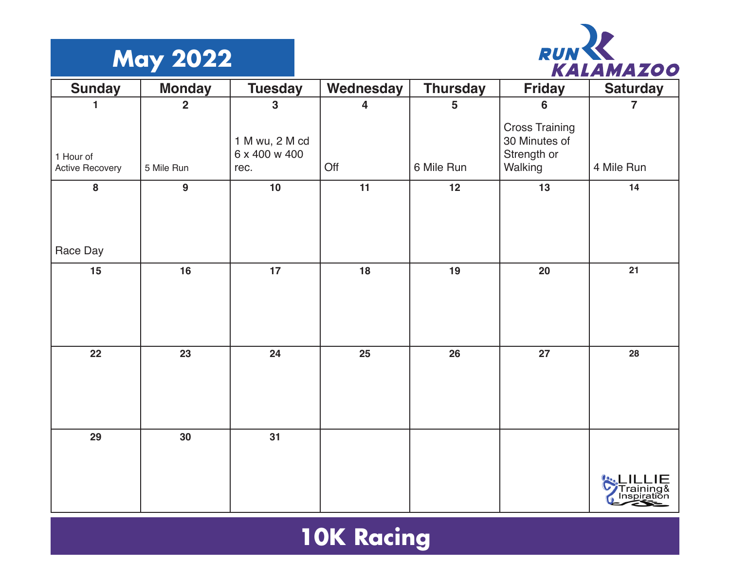# May 2022

RUN KALAMAZOO

| Sunday | Monday | Tuesday | Wednesday | Thursday | Friday | Saturday |
|---|---|---|---|---|---|---|
| 1<br>1 Hour of Active Recovery | 2<br>5 Mile Run | 3<br>1 M wu, 2 M cd 6 x 400 w 400 rec. | 4<br>Off | 5<br>6 Mile Run | 6<br>Cross Training 30 Minutes of Strength or Walking | 7<br>4 Mile Run |
| 8<br>Race Day | 9 | 10 | 11 | 12 | 13 | 14 |
| 15 | 16 | 17 | 18 | 19 | 20 | 21 |
| 22 | 23 | 24 | 25 | 26 | 27 | 28 |
| 29 | 30 | 31 | | | | |

LILLIE Training & Inspiration

## 10K Racing